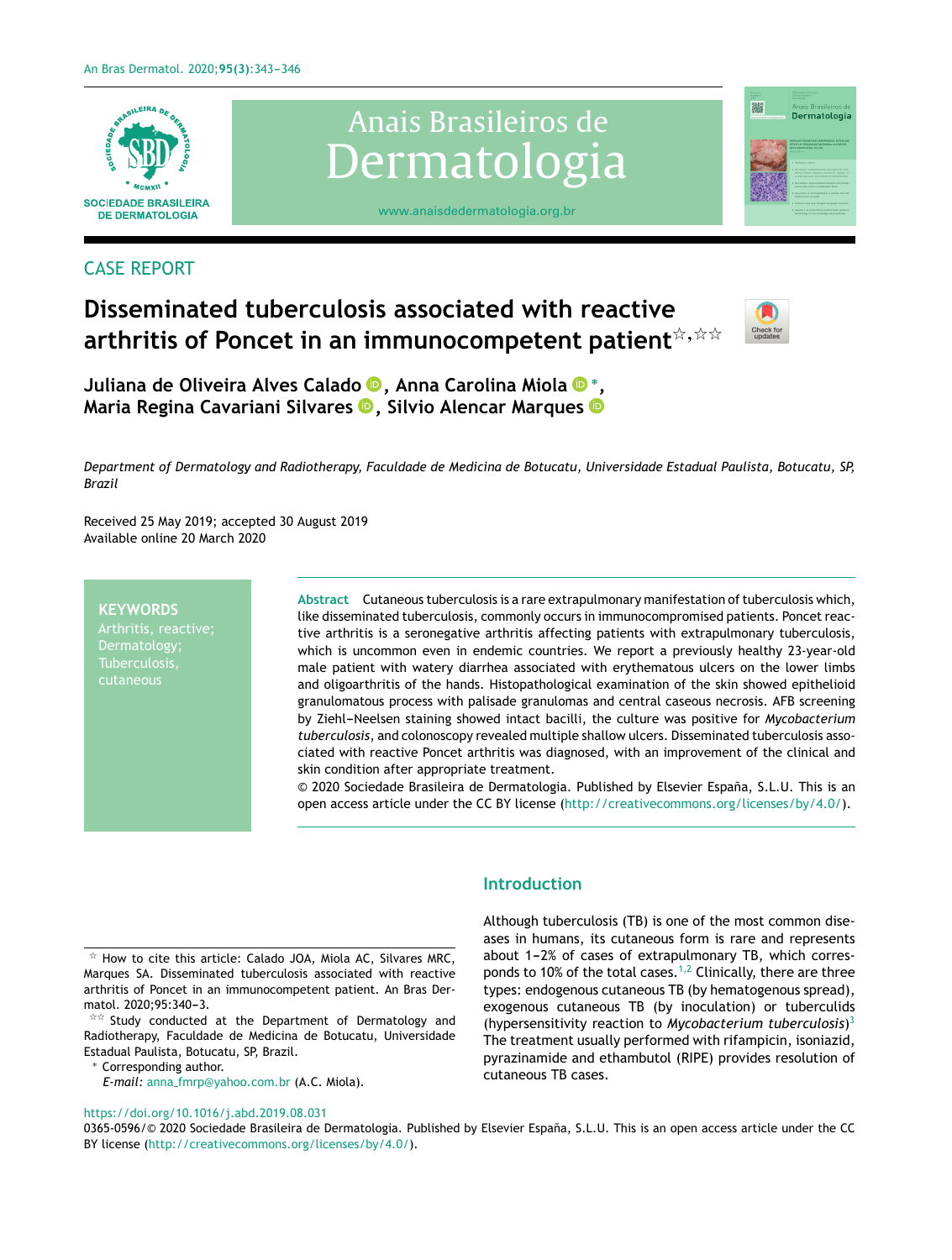CASE REPORT

# Disseminated tuberculosis associated with reactive arthritis of Poncet in an immunocompetent patient☆,☆☆

**Juliana de Oliveira Alves Calado, Anna Carolina Miola*, Maria Regina Cavariani Silvares, Silvio Alencar Marques**

*Department of Dermatology and Radiotherapy, Faculdade de Medicina de Botucatu, Universidade Estadual Paulista, Botucatu, SP, Brazil*

Received 25 May 2019; accepted 30 August 2019
Available online 20 March 2020

**KEYWORDS**
Arthritis, reactive;
Dermatology;
Tuberculosis, cutaneous

**Abstract** Cutaneous tuberculosis is a rare extrapulmonary manifestation of tuberculosis which, like disseminated tuberculosis, commonly occurs in immunocompromised patients. Poncet reactive arthritis is a seronegative arthritis affecting patients with extrapulmonary tuberculosis, which is uncommon even in endemic countries. We report a previously healthy 23-year-old male patient with watery diarrhea associated with erythematous ulcers on the lower limbs and oligoarthritis of the hands. Histopathological examination of the skin showed epithelioid granulomatous process with palisade granulomas and central caseous necrosis. AFB screening by Ziehl-Neelsen staining showed intact bacilli, the culture was positive for *Mycobacterium tuberculosis*, and colonoscopy revealed multiple shallow ulcers. Disseminated tuberculosis associated with reactive Poncet arthritis was diagnosed, with an improvement of the clinical and skin condition after appropriate treatment.
© 2020 Sociedade Brasileira de Dermatologia. Published by Elsevier España, S.L.U. This is an open access article under the CC BY license (http://creativecommons.org/licenses/by/4.0/).

## Introduction

Although tuberculosis (TB) is one of the most common diseases in humans, its cutaneous form is rare and represents about 1–2% of cases of extrapulmonary TB, which corresponds to 10% of the total cases.[1,2] Clinically, there are three types: endogenous cutaneous TB (by hematogenous spread), exogenous cutaneous TB (by inoculation) or tuberculids (hypersensitivity reaction to *Mycobacterium tuberculosis*)[3] The treatment usually performed with rifampicin, isoniazid, pyrazinamide and ethambutol (RIPE) provides resolution of cutaneous TB cases.

☆ How to cite this article: Calado JOA, Miola AC, Silvares MRC, Marques SA. Disseminated tuberculosis associated with reactive arthritis of Poncet in an immunocompetent patient. An Bras Dermatol. 2020;95:340–3.

☆☆ Study conducted at the Department of Dermatology and Radiotherapy, Faculdade de Medicina de Botucatu, Universidade Estadual Paulista, Botucatu, SP, Brazil.

* Corresponding author.
*E-mail:* anna_fmrp@yahoo.com.br (A.C. Miola).

https://doi.org/10.1016/j.abd.2019.08.031
0365-0596/© 2020 Sociedade Brasileira de Dermatologia. Published by Elsevier España, S.L.U. This is an open access article under the CC BY license (http://creativecommons.org/licenses/by/4.0/).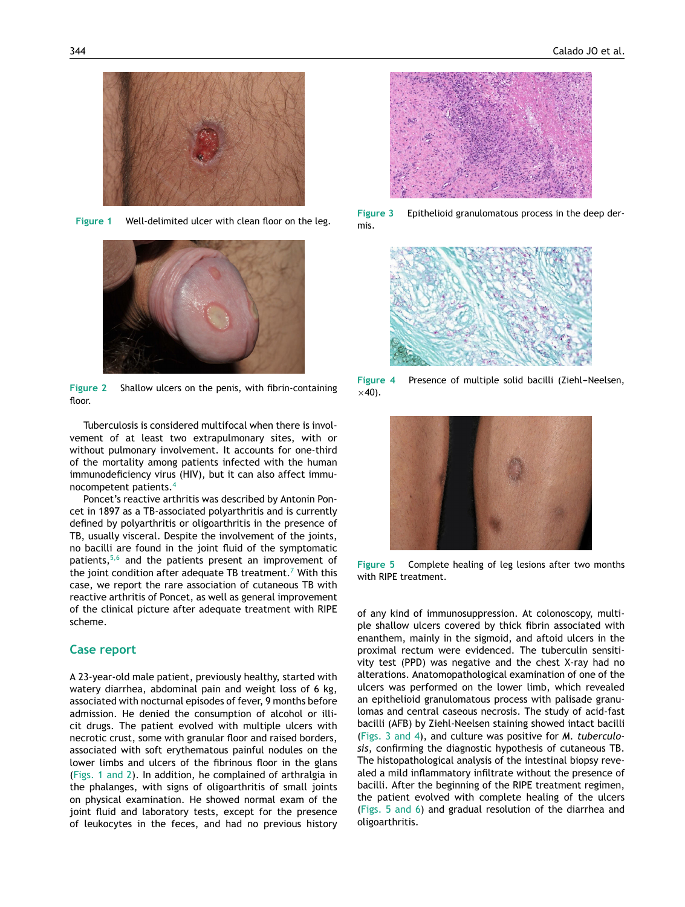Figure 1 Well-delimited ulcer with clean floor on the leg.

Figure 2 Shallow ulcers on the penis, with fibrin-containing floor.

Tuberculosis is considered multifocal when there is involvement of at least two extrapulmonary sites, with or without pulmonary involvement. It accounts for one-third of the mortality among patients infected with the human immunodeficiency virus (HIV), but it can also affect immunocompetent patients.[4]

Poncet's reactive arthritis was described by Antonin Poncet in 1897 as a TB-associated polyarthritis and is currently defined by polyarthritis or oligoarthritis in the presence of TB, usually visceral. Despite the involvement of the joints, no bacilli are found in the joint fluid of the symptomatic patients,[5,6] and the patients present an improvement of the joint condition after adequate TB treatment.[7] With this case, we report the rare association of cutaneous TB with reactive arthritis of Poncet, as well as general improvement of the clinical picture after adequate treatment with RIPE scheme.

## Case report

A 23-year-old male patient, previously healthy, started with watery diarrhea, abdominal pain and weight loss of 6 kg, associated with nocturnal episodes of fever, 9 months before admission. He denied the consumption of alcohol or illicit drugs. The patient evolved with multiple ulcers with necrotic crust, some with granular floor and raised borders, associated with soft erythematous painful nodules on the lower limbs and ulcers of the fibrinous floor in the glans (Figs. 1 and 2). In addition, he complained of arthralgia in the phalanges, with signs of oligoarthritis of small joints on physical examination. He showed normal exam of the joint fluid and laboratory tests, except for the presence of leukocytes in the feces, and had no previous history of any kind of immunosuppression. At colonoscopy, multiple shallow ulcers covered by thick fibrin associated with enanthem, mainly in the sigmoid, and aftoid ulcers in the proximal rectum were evidenced. The tuberculin sensitivity test (PPD) was negative and the chest X-ray had no alterations. Anatomopathological examination of one of the ulcers was performed on the lower limb, which revealed an epithelioid granulomatous process with palisade granulomas and central caseous necrosis. The study of acid-fast bacilli (AFB) by Ziehl-Neelsen staining showed intact bacilli (Figs. 3 and 4), and culture was positive for *M. tuberculosis*, confirming the diagnostic hypothesis of cutaneous TB. The histopathological analysis of the intestinal biopsy revealed a mild inflammatory infiltrate without the presence of bacilli. After the beginning of the RIPE treatment regimen, the patient evolved with complete healing of the ulcers (Figs. 5 and 6) and gradual resolution of the diarrhea and oligoarthritis.

Figure 3 Epithelioid granulomatous process in the deep dermis.

Figure 4 Presence of multiple solid bacilli (Ziehl–Neelsen, ×40).

Figure 5 Complete healing of leg lesions after two months with RIPE treatment.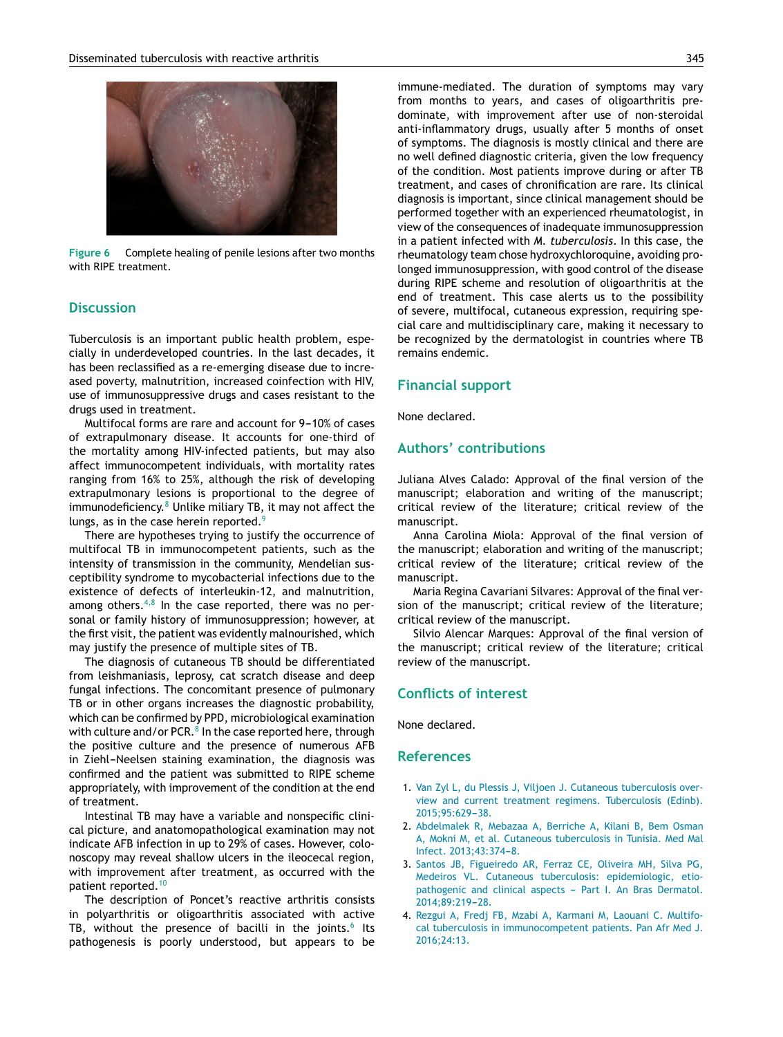Figure 6 Complete healing of penile lesions after two months with RIPE treatment.

## Discussion

Tuberculosis is an important public health problem, especially in underdeveloped countries. In the last decades, it has been reclassified as a re-emerging disease due to increased poverty, malnutrition, increased coinfection with HIV, use of immunosuppressive drugs and cases resistant to the drugs used in treatment.

Multifocal forms are rare and account for 9–10% of cases of extrapulmonary disease. It accounts for one-third of the mortality among HIV-infected patients, but may also affect immunocompetent individuals, with mortality rates ranging from 16% to 25%, although the risk of developing extrapulmonary lesions is proportional to the degree of immunodeficiency.[8] Unlike miliary TB, it may not affect the lungs, as in the case herein reported.[9]

There are hypotheses trying to justify the occurrence of multifocal TB in immunocompetent patients, such as the intensity of transmission in the community, Mendelian susceptibility syndrome to mycobacterial infections due to the existence of defects of interleukin-12, and malnutrition, among others.[4,8] In the case reported, there was no personal or family history of immunosuppression; however, at the first visit, the patient was evidently malnourished, which may justify the presence of multiple sites of TB.

The diagnosis of cutaneous TB should be differentiated from leishmaniasis, leprosy, cat scratch disease and deep fungal infections. The concomitant presence of pulmonary TB or in other organs increases the diagnostic probability, which can be confirmed by PPD, microbiological examination with culture and/or PCR.[8] In the case reported here, through the positive culture and the presence of numerous AFB in Ziehl–Neelsen staining examination, the diagnosis was confirmed and the patient was submitted to RIPE scheme appropriately, with improvement of the condition at the end of treatment.

Intestinal TB may have a variable and nonspecific clinical picture, and anatomopathological examination may not indicate AFB infection in up to 29% of cases. However, colonoscopy may reveal shallow ulcers in the ileocecal region, with improvement after treatment, as occurred with the patient reported.[10]

The description of Poncet's reactive arthritis consists in polyarthritis or oligoarthritis associated with active TB, without the presence of bacilli in the joints.[6] Its pathogenesis is poorly understood, but appears to be immune-mediated. The duration of symptoms may vary from months to years, and cases of oligoarthritis predominate, with improvement after use of non-steroidal anti-inflammatory drugs, usually after 5 months of onset of symptoms. The diagnosis is mostly clinical and there are no well defined diagnostic criteria, given the low frequency of the condition. Most patients improve during or after TB treatment, and cases of chronification are rare. Its clinical diagnosis is important, since clinical management should be performed together with an experienced rheumatologist, in view of the consequences of inadequate immunosuppression in a patient infected with *M. tuberculosis*. In this case, the rheumatology team chose hydroxychloroquine, avoiding prolonged immunosuppression, with good control of the disease during RIPE scheme and resolution of oligoarthritis at the end of treatment. This case alerts us to the possibility of severe, multifocal, cutaneous expression, requiring special care and multidisciplinary care, making it necessary to be recognized by the dermatologist in countries where TB remains endemic.

## Financial support

None declared.

## Authors' contributions

Juliana Alves Calado: Approval of the final version of the manuscript; elaboration and writing of the manuscript; critical review of the literature; critical review of the manuscript.

Anna Carolina Miola: Approval of the final version of the manuscript; elaboration and writing of the manuscript; critical review of the literature; critical review of the manuscript.

Maria Regina Cavariani Silvares: Approval of the final version of the manuscript; critical review of the literature; critical review of the manuscript.

Silvio Alencar Marques: Approval of the final version of the manuscript; critical review of the literature; critical review of the manuscript.

## Conflicts of interest

None declared.

## References

1. Van Zyl L, du Plessis J, Viljoen J. Cutaneous tuberculosis overview and current treatment regimens. Tuberculosis (Edinb). 2015;95:629–38.
2. Abdelmalek R, Mebazaa A, Berriche A, Kilani B, Bem Osman A, Mokni M, et al. Cutaneous tuberculosis in Tunisia. Med Mal Infect. 2013;43:374–8.
3. Santos JB, Figueiredo AR, Ferraz CE, Oliveira MH, Silva PG, Medeiros VL. Cutaneous tuberculosis: epidemiologic, etiopathogenic and clinical aspects – Part I. An Bras Dermatol. 2014;89:219–28.
4. Rezgui A, Fredj FB, Mzabi A, Karmani M, Laouani C. Multifocal tuberculosis in immunocompetent patients. Pan Afr Med J. 2016;24:13.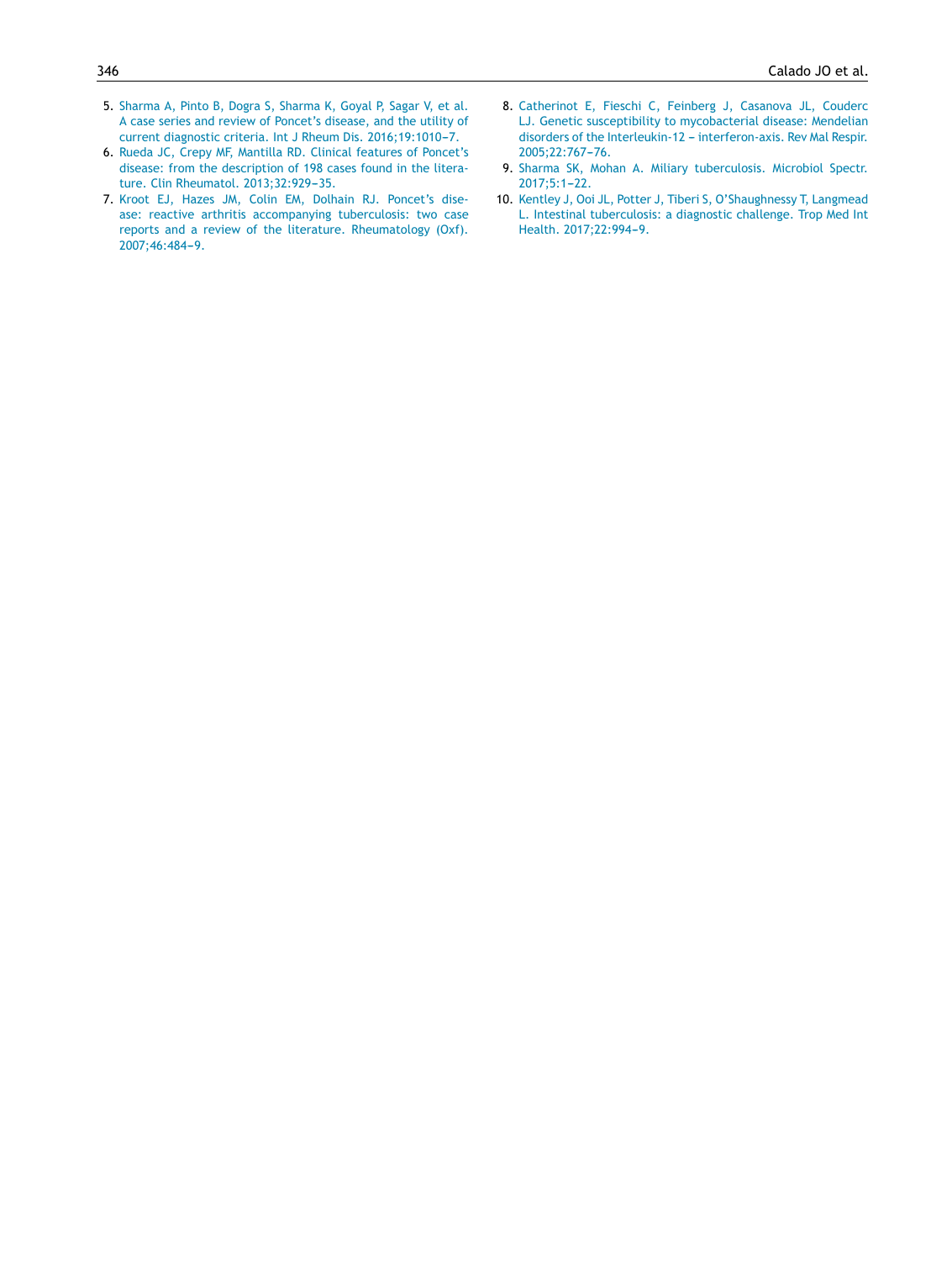5. Sharma A, Pinto B, Dogra S, Sharma K, Goyal P, Sagar V, et al. A case series and review of Poncet's disease, and the utility of current diagnostic criteria. Int J Rheum Dis. 2016;19:1010–7.
6. Rueda JC, Crepy MF, Mantilla RD. Clinical features of Poncet's disease: from the description of 198 cases found in the literature. Clin Rheumatol. 2013;32:929–35.
7. Kroot EJ, Hazes JM, Colin EM, Dolhain RJ. Poncet's disease: reactive arthritis accompanying tuberculosis: two case reports and a review of the literature. Rheumatology (Oxf). 2007;46:484–9.
8. Catherinot E, Fieschi C, Feinberg J, Casanova JL, Couderc LJ. Genetic susceptibility to mycobacterial disease: Mendelian disorders of the Interleukin-12 – interferon-axis. Rev Mal Respir. 2005;22:767–76.
9. Sharma SK, Mohan A. Miliary tuberculosis. Microbiol Spectr. 2017;5:1–22.
10. Kentley J, Ooi JL, Potter J, Tiberi S, O'Shaughnessy T, Langmead L. Intestinal tuberculosis: a diagnostic challenge. Trop Med Int Health. 2017;22:994–9.